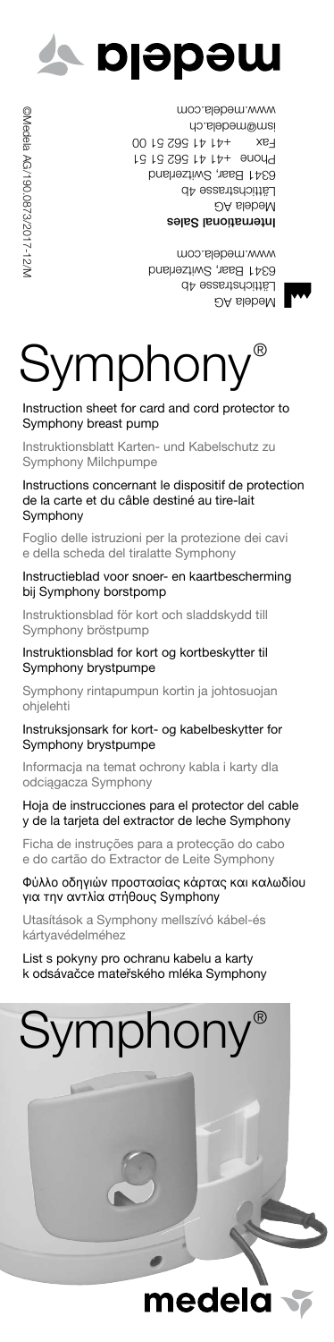medela

Medela AG
Lättichstrasse 4b
6341 Baar, Switzerland
www.medela.com

**International Sales**
Medela AG
Lättichstrasse 4b
6341 Baar, Switzerland
Phone +41 41 562 51 51
Fax +41 41 562 51 00
ism@medela.ch
www.medela.com

©Medela AG/190.0873/2017-12/M

# Symphony®

Instruction sheet for card and cord protector to Symphony breast pump

Instruktionsblatt Karten- und Kabelschutz zu Symphony Milchpumpe

Instructions concernant le dispositif de protection de la carte et du câble destiné au tire-lait Symphony

Foglio delle istruzioni per la protezione dei cavi e della scheda del tiralatte Symphony

Instructieblad voor snoer- en kaartbescherming bij Symphony borstpomp

Instruktionsblad för kort och sladdskydd till Symphony bröstpump

Instruktionsblad for kort og kortbeskytter til Symphony brystpumpe

Symphony rintapumpun kortin ja johtosuojan ohjelehti

Instruksjonsark for kort- og kabelbeskytter for Symphony brystpumpe

Informacja na temat ochrony kabla i karty dla odciągacza Symphony

Hoja de instrucciones para el protector del cable y de la tarjeta del extractor de leche Symphony

Ficha de instruções para a protecção do cabo e do cartão do Extractor de Leite Symphony

Φύλλο οδηγιών προστασίας κάρτας και καλωδίου για την αντλία στήθους Symphony

Utasítások a Symphony mellszívó kábel-és kártyavédelméhez

List s pokyny pro ochranu kabelu a karty k odsávačce mateřského mléka Symphony

Symphony®

medela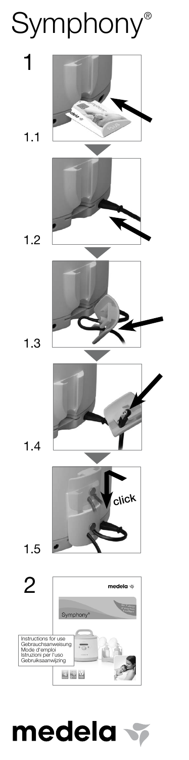# Symphony®

## 1

1.1

1.2

1.3

1.4

click

1.5

## 2

medela

Symphony®

Instructions for use
Gebrauchsanweisung
Mode d'emploi
Istruzioni per l'uso
Gebruiksaanwijzing

medela